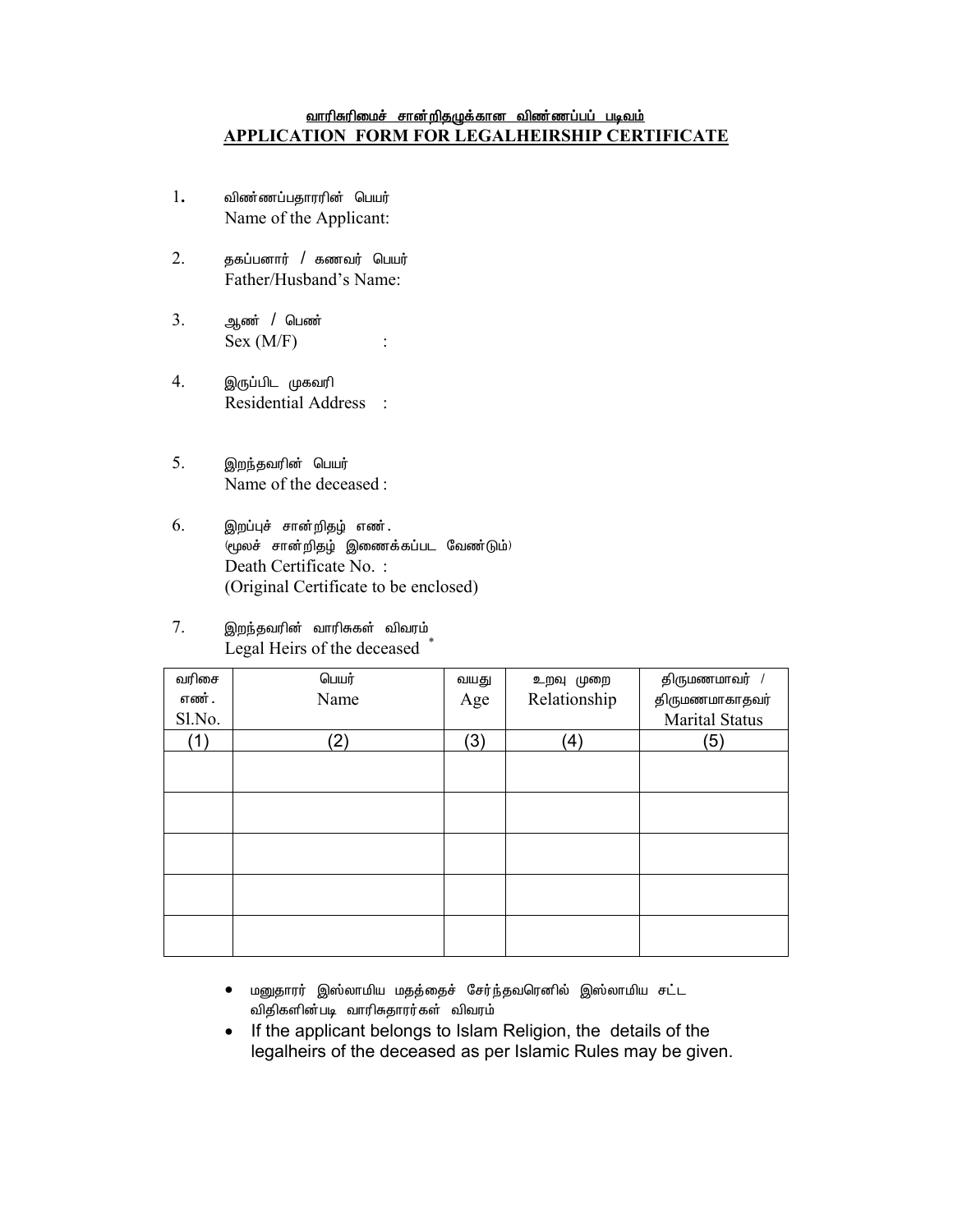# வாரிசுரிமைச் சான்றிதழுக்கான விண்ணப்பப் படிவம்
# APPLICATION FORM FOR LEGALHEIRSHIP CERTIFICATE

1. விண்ணப்பதாரரின் பெயர்
   Name of the Applicant:

2. தகப்பனார் / கணவர் பெயர்
   Father/Husband's Name:

3. ஆண் / பெண்
   Sex (M/F) :

4. இருப்பிட முகவரி
   Residential Address :

5. இறந்தவரின் பெயர்
   Name of the deceased :

6. இறப்புச் சான்றிதழ் எண்.
   (மூலச் சான்றிதழ் இணைக்கப்பட வேண்டும்)
   Death Certificate No. :
   (Original Certificate to be enclosed)

7. இறந்தவரின் வாரிசுகள் விவரம்
   Legal Heirs of the deceased *

| வரிசை எண். Sl.No. | பெயர் Name | வயது Age | உறவு முறை Relationship | திருமணமாவர் / திருமணமாகாதவர் Marital Status |
|---|---|---|---|---|
| (1) | (2) | (3) | (4) | (5) |
| | | | | |
| | | | | |
| | | | | |
| | | | | |
| | | | | |

- மனுதாரர் இஸ்லாமிய மதத்தைச் சேர்ந்தவரெனில் இஸ்லாமிய சட்ட விதிகளின்படி வாரிசுதாரர்கள் விவரம்
- If the applicant belongs to Islam Religion, the details of the legalheirs of the deceased as per Islamic Rules may be given.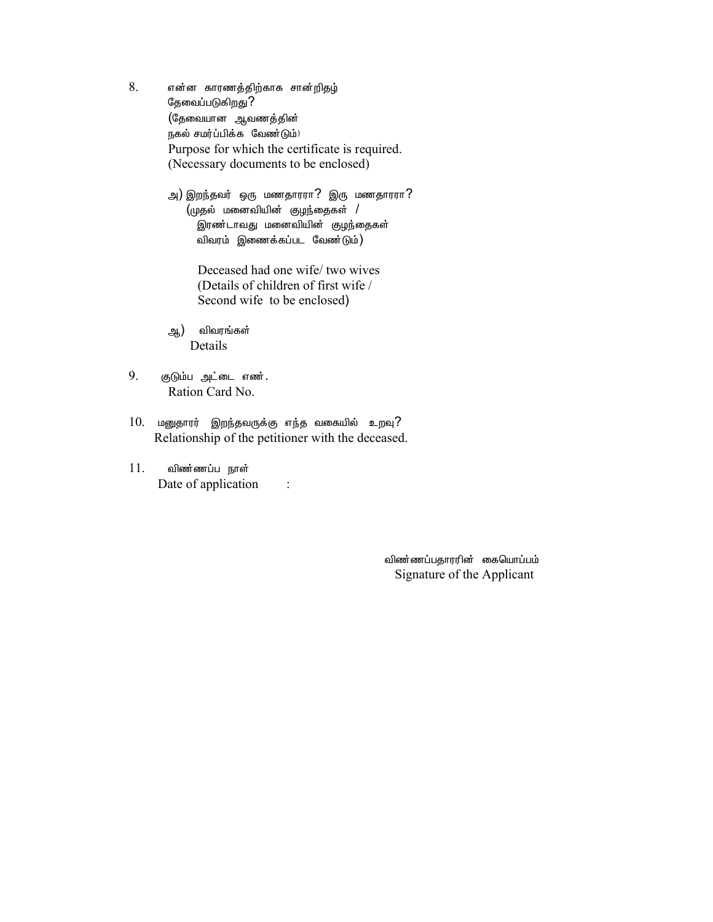8. என்ன காரணத்திற்காக சான்றிதழ் தேவைப்படுகிறது?
   (தேவையான ஆவணத்தின் நகல் சமர்ப்பிக்க வேண்டும்)
   Purpose for which the certificate is required.
   (Necessary documents to be enclosed)

   அ) இறந்தவர் ஒரு மணதாரரா? இரு மணதாரரா?
   (முதல் மனைவியின் குழந்தைகள் / இரண்டாவது மனைவியின் குழந்தைகள் விவரம் இணைக்கப்பட வேண்டும்)

   Deceased had one wife/ two wives
   (Details of children of first wife / Second wife to be enclosed)

   ஆ) விவரங்கள்
   Details

9. குடும்ப அட்டை எண்.
   Ration Card No.

10. மனுதாரர் இறந்தவருக்கு எந்த வகையில் உறவு?
    Relationship of the petitioner with the deceased.

11. விண்ணப்ப நாள்
    Date of application :

விண்ணப்பதாரரின் கையொப்பம்
Signature of the Applicant